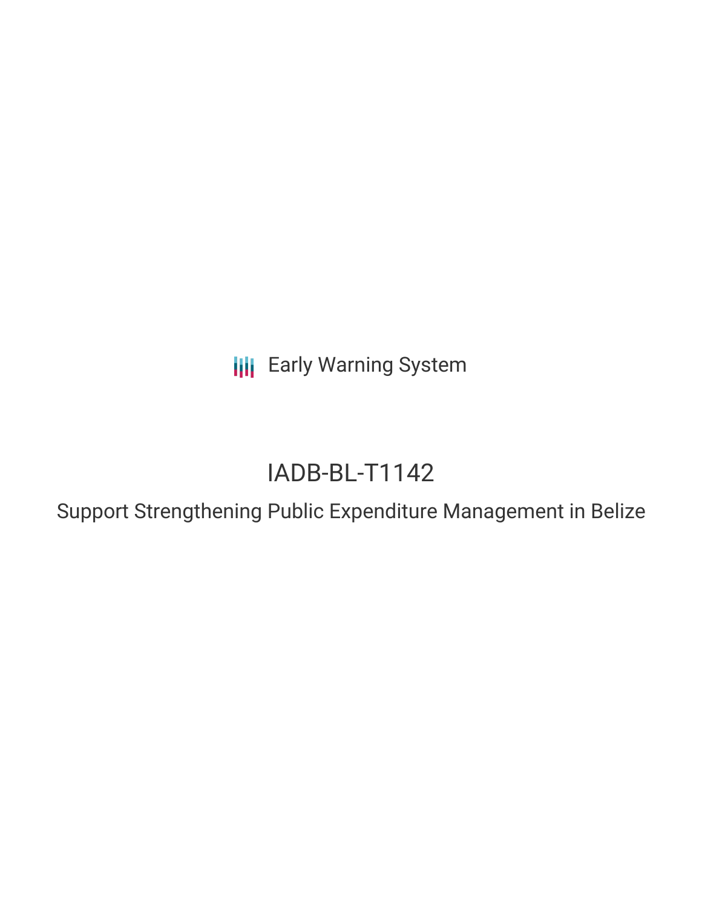Early Warning System

# IADB-BL-T1142

## Support Strengthening Public Expenditure Management in Belize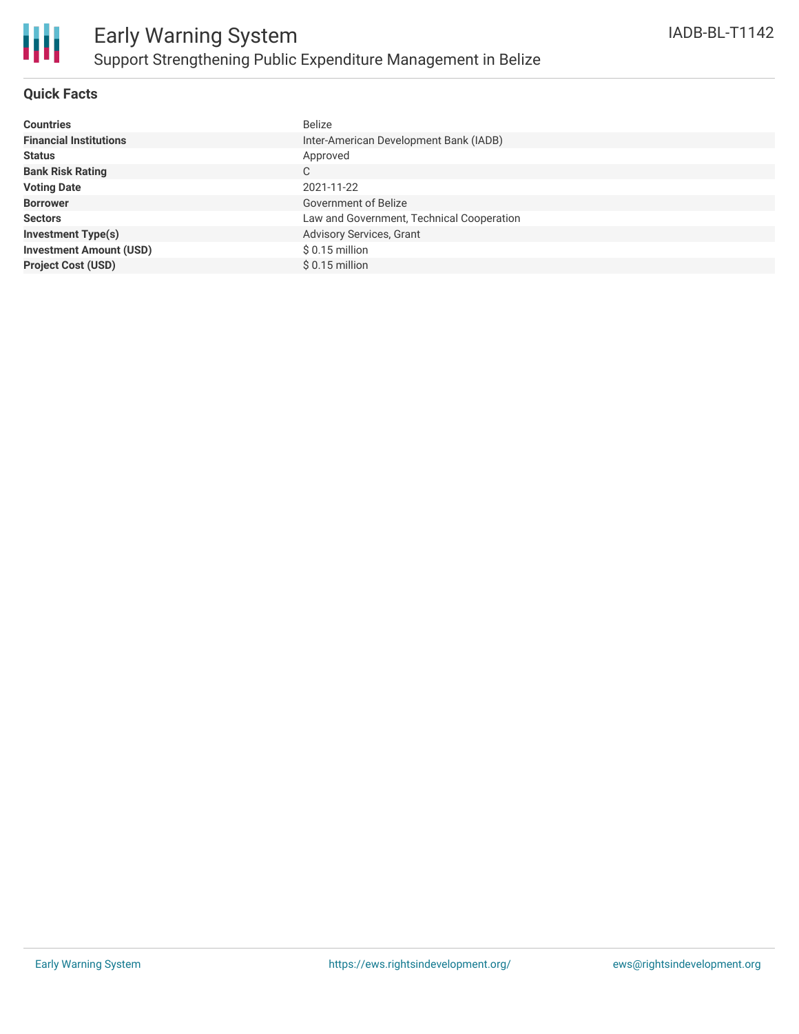# Early Warning System

## Support Strengthening Public Expenditure Management in Belize

IADB-BL-T1142

### Quick Facts

| | |
|---|---|
| **Countries** | Belize |
| **Financial Institutions** | Inter-American Development Bank (IADB) |
| **Status** | Approved |
| **Bank Risk Rating** | C |
| **Voting Date** | 2021-11-22 |
| **Borrower** | Government of Belize |
| **Sectors** | Law and Government, Technical Cooperation |
| **Investment Type(s)** | Advisory Services, Grant |
| **Investment Amount (USD)** | $ 0.15 million |
| **Project Cost (USD)** | $ 0.15 million |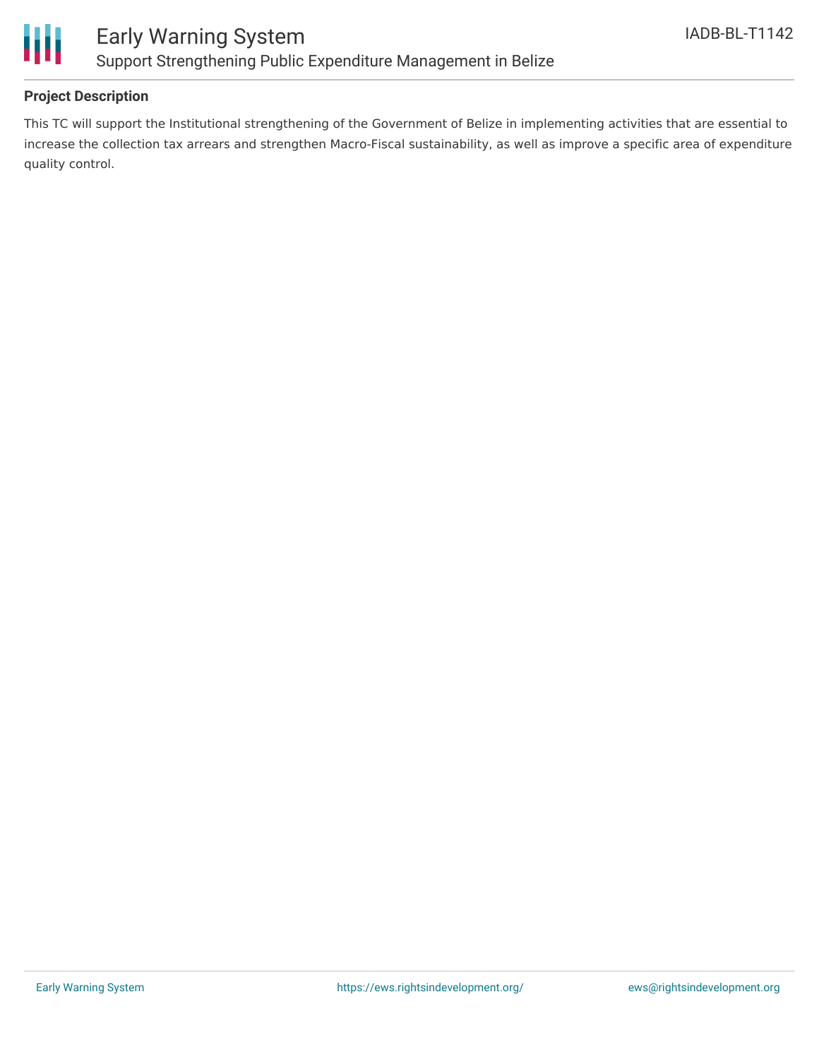## Project Description

This TC will support the Institutional strengthening of the Government of Belize in implementing activities that are essential to increase the collection tax arrears and strengthen Macro-Fiscal sustainability, as well as improve a specific area of expenditure quality control.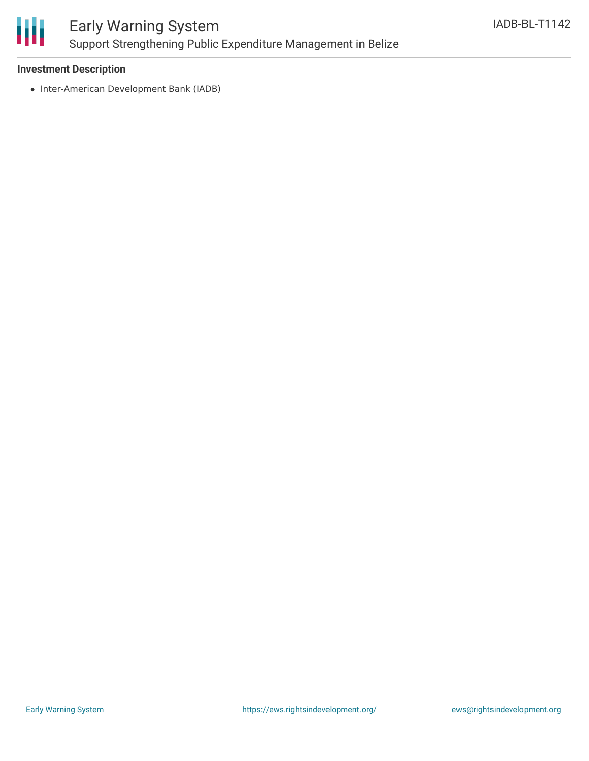**Investment Description**

- Inter-American Development Bank (IADB)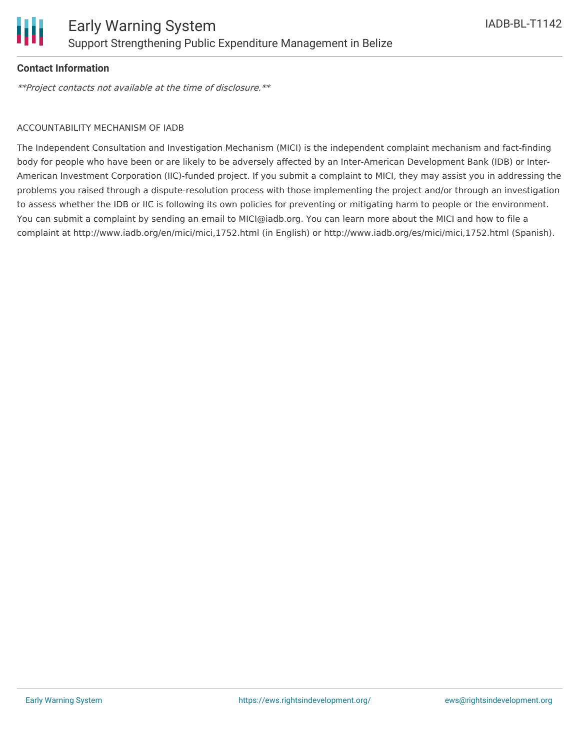**Contact Information**

*\*\*Project contacts not available at the time of disclosure.\*\**

ACCOUNTABILITY MECHANISM OF IADB

The Independent Consultation and Investigation Mechanism (MICI) is the independent complaint mechanism and fact-finding body for people who have been or are likely to be adversely affected by an Inter-American Development Bank (IDB) or Inter-American Investment Corporation (IIC)-funded project. If you submit a complaint to MICI, they may assist you in addressing the problems you raised through a dispute-resolution process with those implementing the project and/or through an investigation to assess whether the IDB or IIC is following its own policies for preventing or mitigating harm to people or the environment. You can submit a complaint by sending an email to MICI@iadb.org. You can learn more about the MICI and how to file a complaint at http://www.iadb.org/en/mici/mici,1752.html (in English) or http://www.iadb.org/es/mici/mici,1752.html (Spanish).